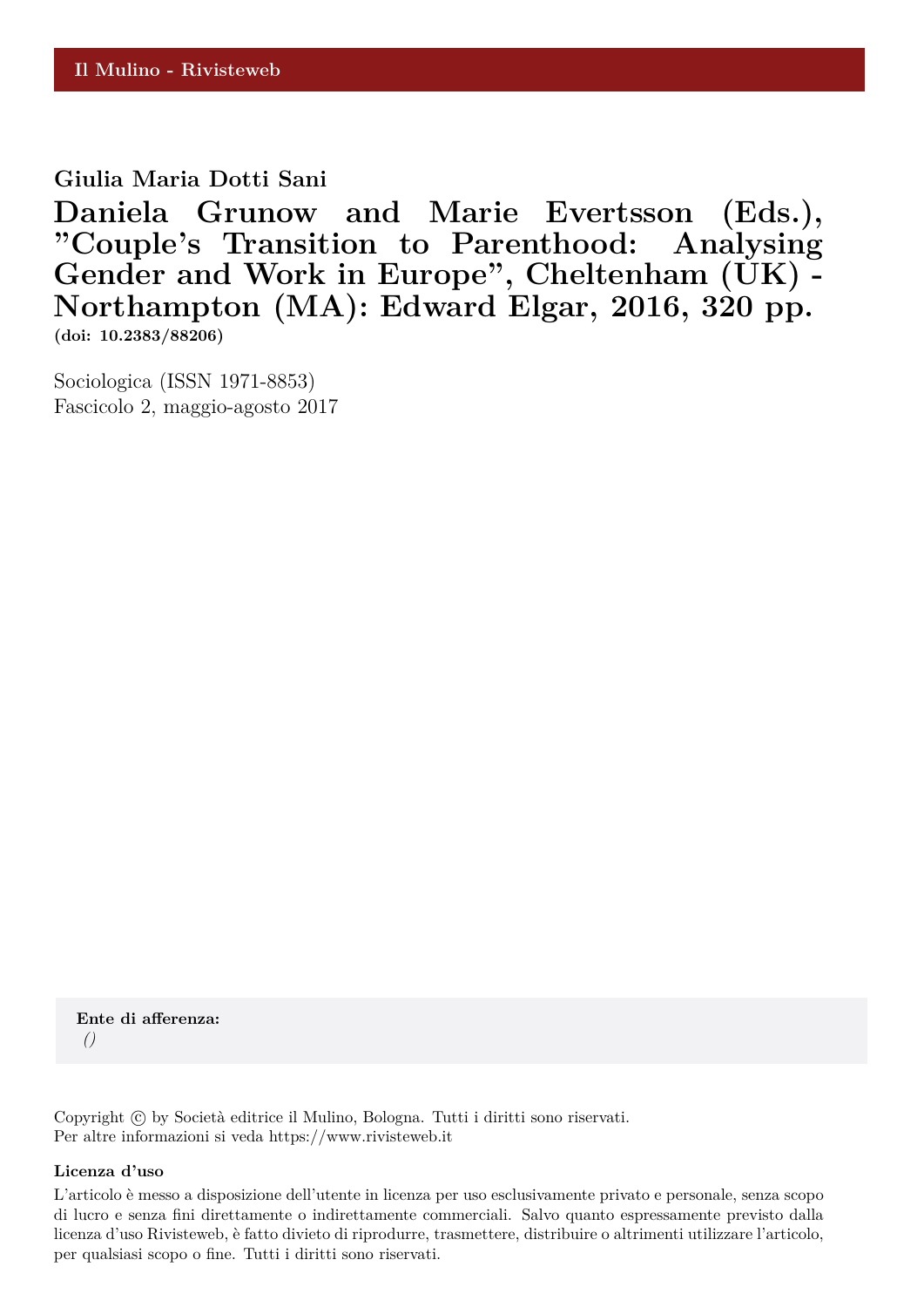Il Mulino - Rivisteweb

**Giulia Maria Dotti Sani**

# Daniela Grunow and Marie Evertsson (Eds.), "Couple's Transition to Parenthood: Analysing Gender and Work in Europe", Cheltenham (UK) - Northampton (MA): Edward Elgar, 2016, 320 pp.

**(doi: 10.2383/88206)**

Sociologica (ISSN 1971-8853)
Fascicolo 2, maggio-agosto 2017

**Ente di afferenza:**
*()*

Copyright © by Società editrice il Mulino, Bologna. Tutti i diritti sono riservati.
Per altre informazioni si veda https://www.rivisteweb.it

**Licenza d'uso**

L'articolo è messo a disposizione dell'utente in licenza per uso esclusivamente privato e personale, senza scopo di lucro e senza fini direttamente o indirettamente commerciali. Salvo quanto espressamente previsto dalla licenza d'uso Rivisteweb, è fatto divieto di riprodurre, trasmettere, distribuire o altrimenti utilizzare l'articolo, per qualsiasi scopo o fine. Tutti i diritti sono riservati.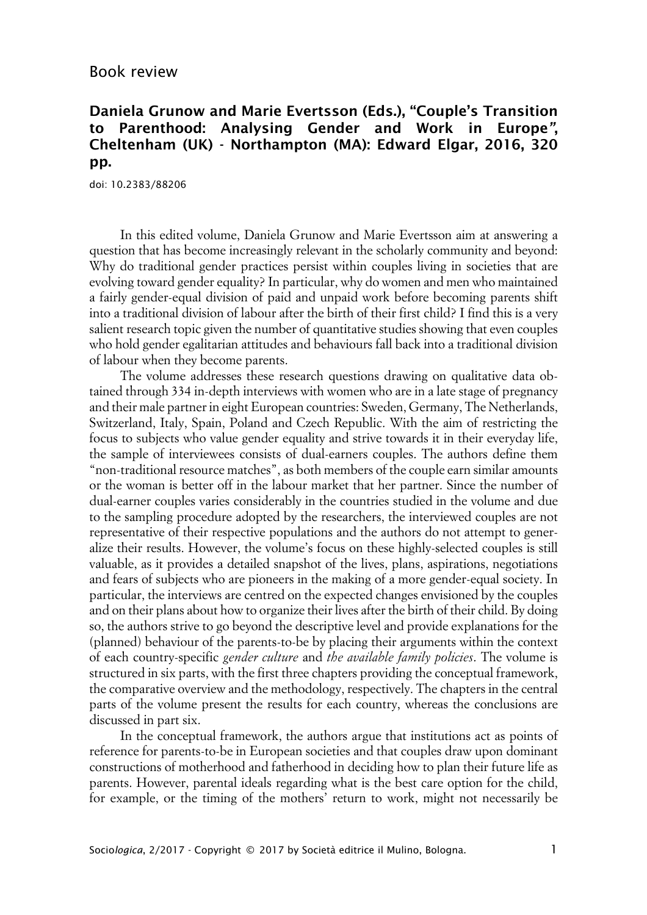Book review

## Daniela Grunow and Marie Evertsson (Eds.), "Couple's Transition to Parenthood: Analysing Gender and Work in Europe", Cheltenham (UK) - Northampton (MA): Edward Elgar, 2016, 320 pp.

doi: 10.2383/88206

In this edited volume, Daniela Grunow and Marie Evertsson aim at answering a question that has become increasingly relevant in the scholarly community and beyond: Why do traditional gender practices persist within couples living in societies that are evolving toward gender equality? In particular, why do women and men who maintained a fairly gender-equal division of paid and unpaid work before becoming parents shift into a traditional division of labour after the birth of their first child? I find this is a very salient research topic given the number of quantitative studies showing that even couples who hold gender egalitarian attitudes and behaviours fall back into a traditional division of labour when they become parents.

The volume addresses these research questions drawing on qualitative data obtained through 334 in-depth interviews with women who are in a late stage of pregnancy and their male partner in eight European countries: Sweden, Germany, The Netherlands, Switzerland, Italy, Spain, Poland and Czech Republic. With the aim of restricting the focus to subjects who value gender equality and strive towards it in their everyday life, the sample of interviewees consists of dual-earners couples. The authors define them "non-traditional resource matches", as both members of the couple earn similar amounts or the woman is better off in the labour market that her partner. Since the number of dual-earner couples varies considerably in the countries studied in the volume and due to the sampling procedure adopted by the researchers, the interviewed couples are not representative of their respective populations and the authors do not attempt to generalize their results. However, the volume's focus on these highly-selected couples is still valuable, as it provides a detailed snapshot of the lives, plans, aspirations, negotiations and fears of subjects who are pioneers in the making of a more gender-equal society. In particular, the interviews are centred on the expected changes envisioned by the couples and on their plans about how to organize their lives after the birth of their child. By doing so, the authors strive to go beyond the descriptive level and provide explanations for the (planned) behaviour of the parents-to-be by placing their arguments within the context of each country-specific *gender culture* and *the available family policies*. The volume is structured in six parts, with the first three chapters providing the conceptual framework, the comparative overview and the methodology, respectively. The chapters in the central parts of the volume present the results for each country, whereas the conclusions are discussed in part six.

In the conceptual framework, the authors argue that institutions act as points of reference for parents-to-be in European societies and that couples draw upon dominant constructions of motherhood and fatherhood in deciding how to plan their future life as parents. However, parental ideals regarding what is the best care option for the child, for example, or the timing of the mothers' return to work, might not necessarily be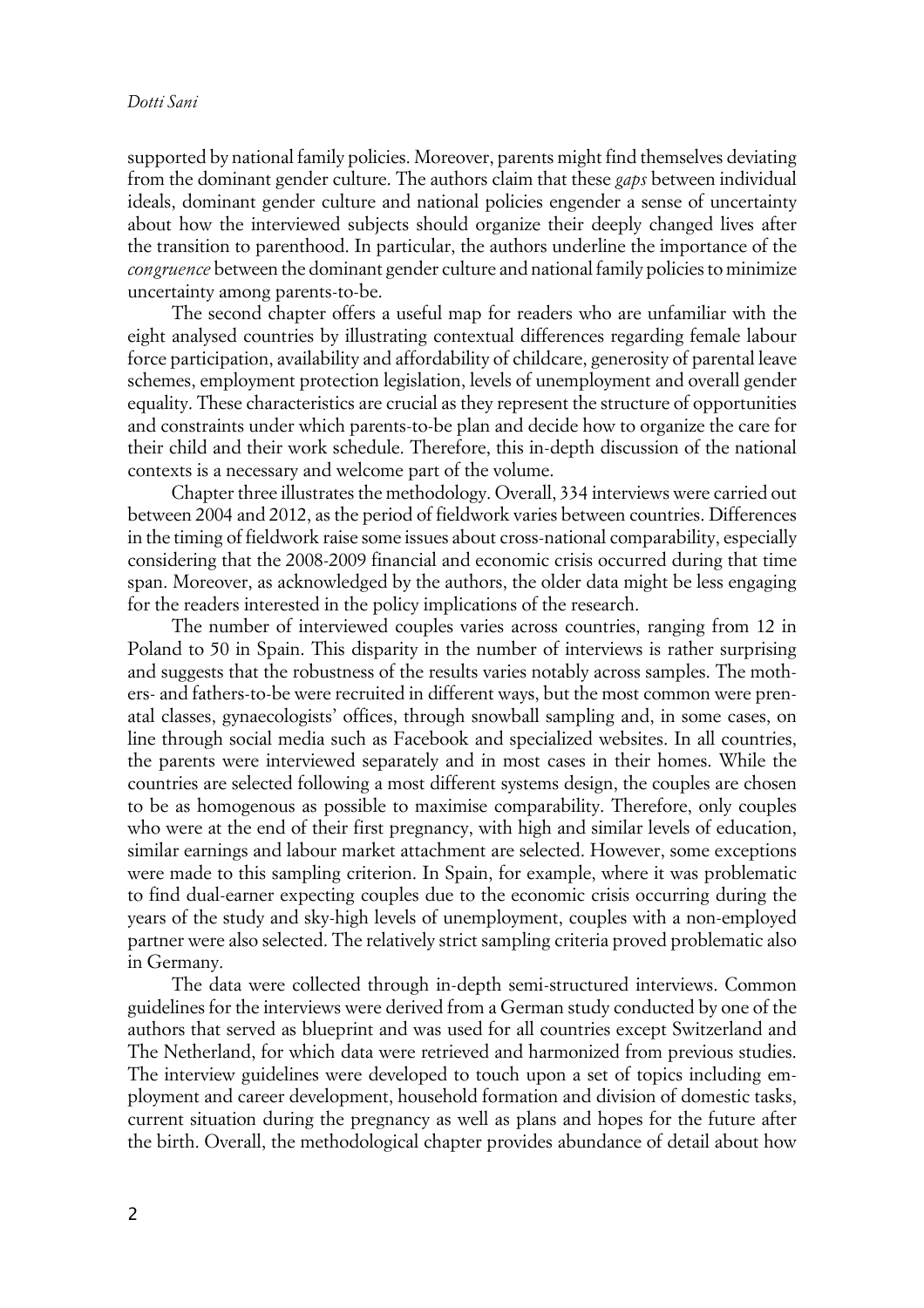supported by national family policies. Moreover, parents might find themselves deviating from the dominant gender culture. The authors claim that these *gaps* between individual ideals, dominant gender culture and national policies engender a sense of uncertainty about how the interviewed subjects should organize their deeply changed lives after the transition to parenthood. In particular, the authors underline the importance of the *congruence* between the dominant gender culture and national family policies to minimize uncertainty among parents-to-be.

The second chapter offers a useful map for readers who are unfamiliar with the eight analysed countries by illustrating contextual differences regarding female labour force participation, availability and affordability of childcare, generosity of parental leave schemes, employment protection legislation, levels of unemployment and overall gender equality. These characteristics are crucial as they represent the structure of opportunities and constraints under which parents-to-be plan and decide how to organize the care for their child and their work schedule. Therefore, this in-depth discussion of the national contexts is a necessary and welcome part of the volume.

Chapter three illustrates the methodology. Overall, 334 interviews were carried out between 2004 and 2012, as the period of fieldwork varies between countries. Differences in the timing of fieldwork raise some issues about cross-national comparability, especially considering that the 2008-2009 financial and economic crisis occurred during that time span. Moreover, as acknowledged by the authors, the older data might be less engaging for the readers interested in the policy implications of the research.

The number of interviewed couples varies across countries, ranging from 12 in Poland to 50 in Spain. This disparity in the number of interviews is rather surprising and suggests that the robustness of the results varies notably across samples. The mothers- and fathers-to-be were recruited in different ways, but the most common were prenatal classes, gynaecologists' offices, through snowball sampling and, in some cases, on line through social media such as Facebook and specialized websites. In all countries, the parents were interviewed separately and in most cases in their homes. While the countries are selected following a most different systems design, the couples are chosen to be as homogenous as possible to maximise comparability. Therefore, only couples who were at the end of their first pregnancy, with high and similar levels of education, similar earnings and labour market attachment are selected. However, some exceptions were made to this sampling criterion. In Spain, for example, where it was problematic to find dual-earner expecting couples due to the economic crisis occurring during the years of the study and sky-high levels of unemployment, couples with a non-employed partner were also selected. The relatively strict sampling criteria proved problematic also in Germany.

The data were collected through in-depth semi-structured interviews. Common guidelines for the interviews were derived from a German study conducted by one of the authors that served as blueprint and was used for all countries except Switzerland and The Netherland, for which data were retrieved and harmonized from previous studies. The interview guidelines were developed to touch upon a set of topics including employment and career development, household formation and division of domestic tasks, current situation during the pregnancy as well as plans and hopes for the future after the birth. Overall, the methodological chapter provides abundance of detail about how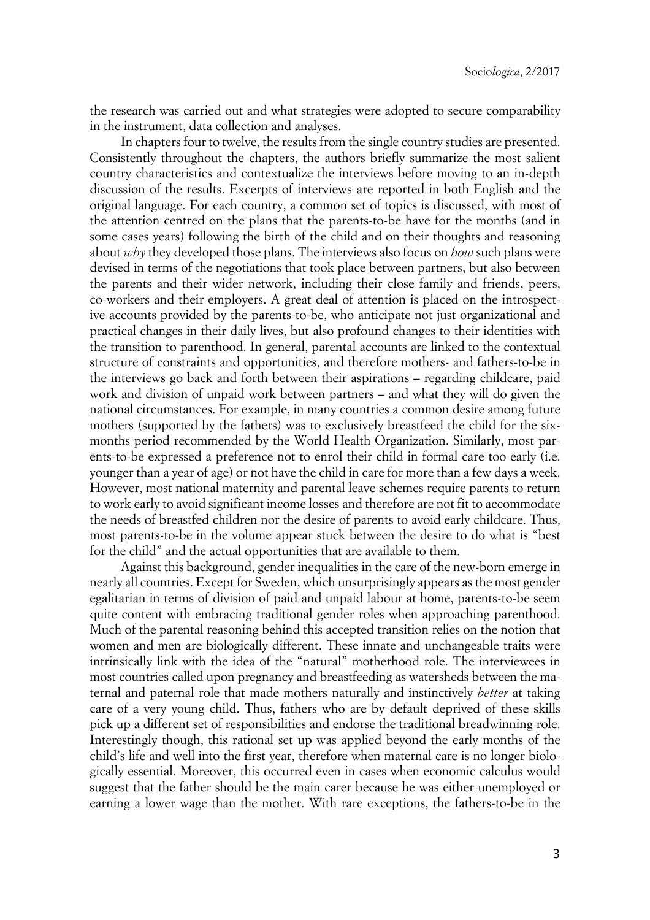the research was carried out and what strategies were adopted to secure comparability in the instrument, data collection and analyses.

In chapters four to twelve, the results from the single country studies are presented. Consistently throughout the chapters, the authors briefly summarize the most salient country characteristics and contextualize the interviews before moving to an in-depth discussion of the results. Excerpts of interviews are reported in both English and the original language. For each country, a common set of topics is discussed, with most of the attention centred on the plans that the parents-to-be have for the months (and in some cases years) following the birth of the child and on their thoughts and reasoning about *why* they developed those plans. The interviews also focus on *how* such plans were devised in terms of the negotiations that took place between partners, but also between the parents and their wider network, including their close family and friends, peers, co-workers and their employers. A great deal of attention is placed on the introspective accounts provided by the parents-to-be, who anticipate not just organizational and practical changes in their daily lives, but also profound changes to their identities with the transition to parenthood. In general, parental accounts are linked to the contextual structure of constraints and opportunities, and therefore mothers- and fathers-to-be in the interviews go back and forth between their aspirations – regarding childcare, paid work and division of unpaid work between partners – and what they will do given the national circumstances. For example, in many countries a common desire among future mothers (supported by the fathers) was to exclusively breastfeed the child for the six-months period recommended by the World Health Organization. Similarly, most parents-to-be expressed a preference not to enrol their child in formal care too early (i.e. younger than a year of age) or not have the child in care for more than a few days a week. However, most national maternity and parental leave schemes require parents to return to work early to avoid significant income losses and therefore are not fit to accommodate the needs of breastfed children nor the desire of parents to avoid early childcare. Thus, most parents-to-be in the volume appear stuck between the desire to do what is "best for the child" and the actual opportunities that are available to them.

Against this background, gender inequalities in the care of the new-born emerge in nearly all countries. Except for Sweden, which unsurprisingly appears as the most gender egalitarian in terms of division of paid and unpaid labour at home, parents-to-be seem quite content with embracing traditional gender roles when approaching parenthood. Much of the parental reasoning behind this accepted transition relies on the notion that women and men are biologically different. These innate and unchangeable traits were intrinsically link with the idea of the "natural" motherhood role. The interviewees in most countries called upon pregnancy and breastfeeding as watersheds between the maternal and paternal role that made mothers naturally and instinctively *better* at taking care of a very young child. Thus, fathers who are by default deprived of these skills pick up a different set of responsibilities and endorse the traditional breadwinning role. Interestingly though, this rational set up was applied beyond the early months of the child's life and well into the first year, therefore when maternal care is no longer biologically essential. Moreover, this occurred even in cases when economic calculus would suggest that the father should be the main carer because he was either unemployed or earning a lower wage than the mother. With rare exceptions, the fathers-to-be in the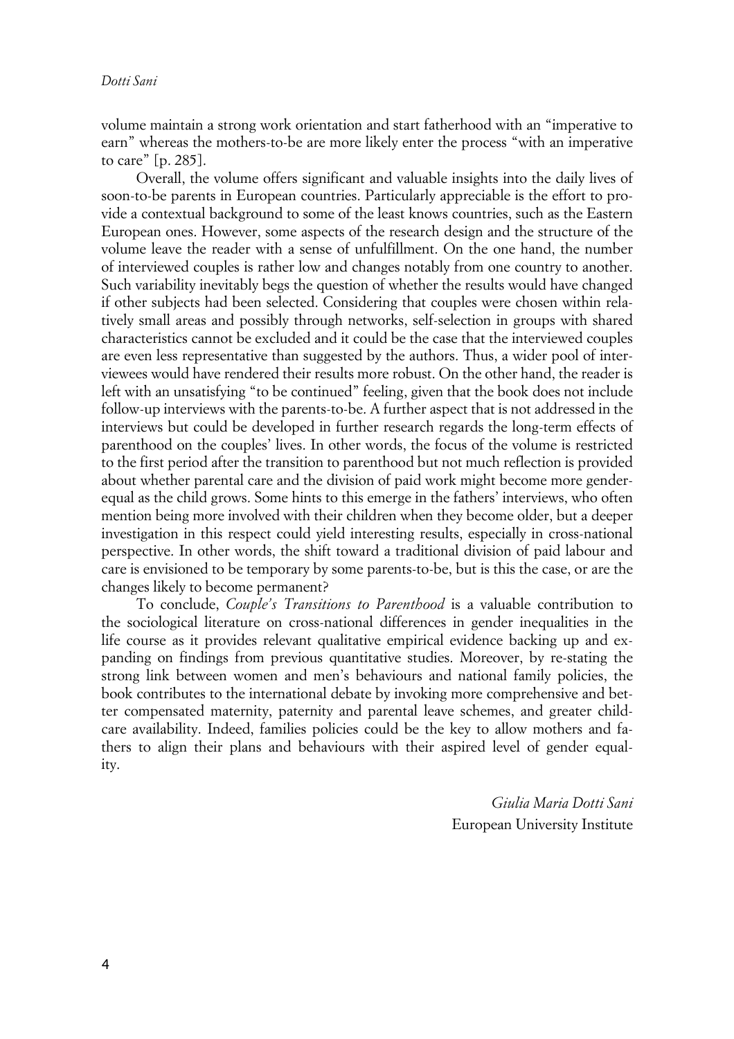volume maintain a strong work orientation and start fatherhood with an "imperative to earn" whereas the mothers-to-be are more likely enter the process "with an imperative to care" [p. 285].

Overall, the volume offers significant and valuable insights into the daily lives of soon-to-be parents in European countries. Particularly appreciable is the effort to provide a contextual background to some of the least knows countries, such as the Eastern European ones. However, some aspects of the research design and the structure of the volume leave the reader with a sense of unfulfillment. On the one hand, the number of interviewed couples is rather low and changes notably from one country to another. Such variability inevitably begs the question of whether the results would have changed if other subjects had been selected. Considering that couples were chosen within relatively small areas and possibly through networks, self-selection in groups with shared characteristics cannot be excluded and it could be the case that the interviewed couples are even less representative than suggested by the authors. Thus, a wider pool of interviewees would have rendered their results more robust. On the other hand, the reader is left with an unsatisfying "to be continued" feeling, given that the book does not include follow-up interviews with the parents-to-be. A further aspect that is not addressed in the interviews but could be developed in further research regards the long-term effects of parenthood on the couples' lives. In other words, the focus of the volume is restricted to the first period after the transition to parenthood but not much reflection is provided about whether parental care and the division of paid work might become more gender-equal as the child grows. Some hints to this emerge in the fathers' interviews, who often mention being more involved with their children when they become older, but a deeper investigation in this respect could yield interesting results, especially in cross-national perspective. In other words, the shift toward a traditional division of paid labour and care is envisioned to be temporary by some parents-to-be, but is this the case, or are the changes likely to become permanent?

To conclude, *Couple's Transitions to Parenthood* is a valuable contribution to the sociological literature on cross-national differences in gender inequalities in the life course as it provides relevant qualitative empirical evidence backing up and expanding on findings from previous quantitative studies. Moreover, by re-stating the strong link between women and men's behaviours and national family policies, the book contributes to the international debate by invoking more comprehensive and better compensated maternity, paternity and parental leave schemes, and greater childcare availability. Indeed, families policies could be the key to allow mothers and fathers to align their plans and behaviours with their aspired level of gender equality.

*Giulia Maria Dotti Sani*
European University Institute